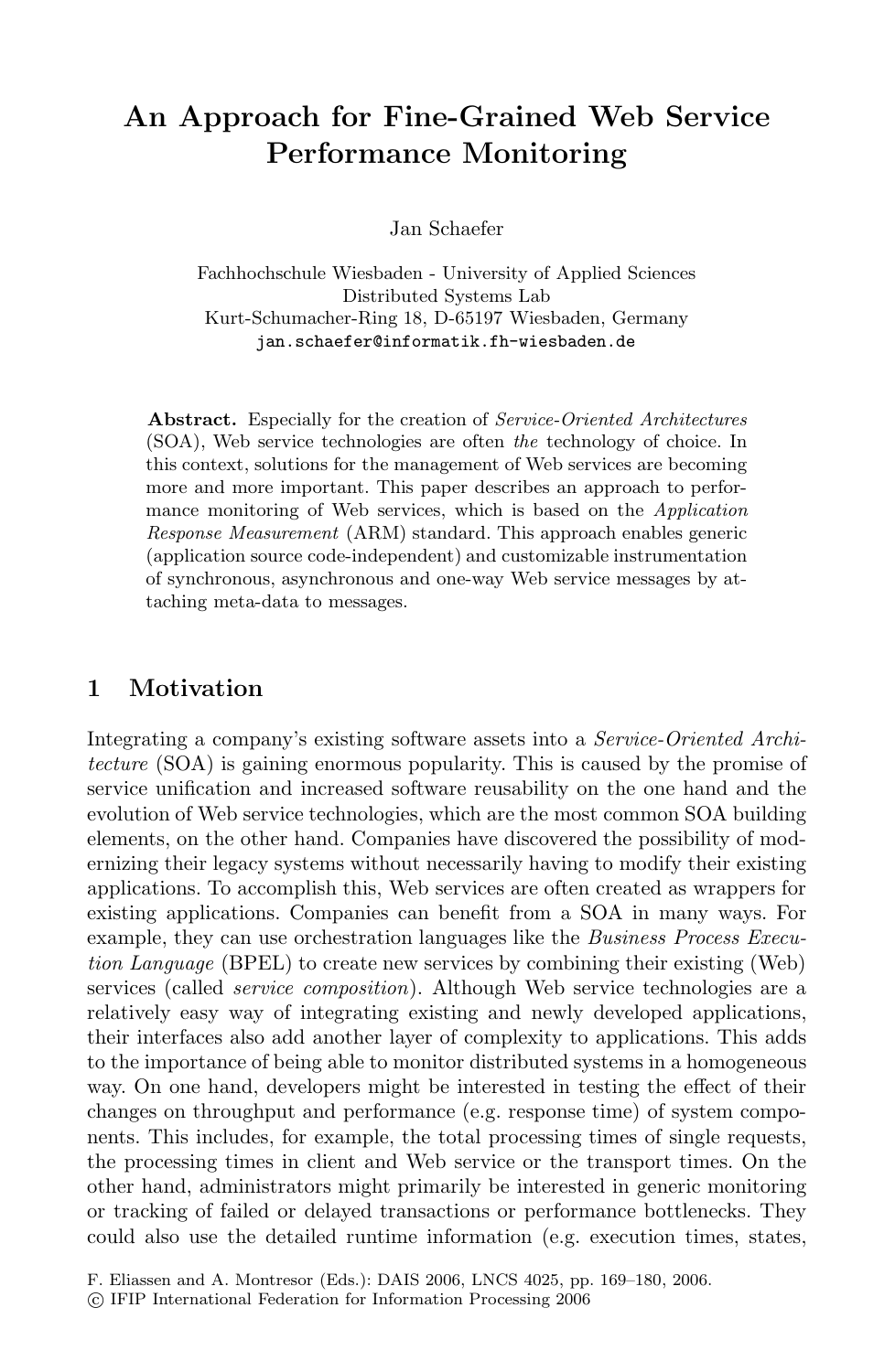# An Approach for Fine-Grained Web Service Performance Monitoring

Jan Schaefer

Fachhochschule Wiesbaden - University of Applied Sciences
Distributed Systems Lab
Kurt-Schumacher-Ring 18, D-65197 Wiesbaden, Germany
jan.schaefer@informatik.fh-wiesbaden.de

**Abstract.** Especially for the creation of *Service-Oriented Architectures* (SOA), Web service technologies are often *the* technology of choice. In this context, solutions for the management of Web services are becoming more and more important. This paper describes an approach to performance monitoring of Web services, which is based on the *Application Response Measurement* (ARM) standard. This approach enables generic (application source code-independent) and customizable instrumentation of synchronous, asynchronous and one-way Web service messages by attaching meta-data to messages.

## 1 Motivation

Integrating a company's existing software assets into a *Service-Oriented Architecture* (SOA) is gaining enormous popularity. This is caused by the promise of service unification and increased software reusability on the one hand and the evolution of Web service technologies, which are the most common SOA building elements, on the other hand. Companies have discovered the possibility of modernizing their legacy systems without necessarily having to modify their existing applications. To accomplish this, Web services are often created as wrappers for existing applications. Companies can benefit from a SOA in many ways. For example, they can use orchestration languages like the *Business Process Execution Language* (BPEL) to create new services by combining their existing (Web) services (called *service composition*). Although Web service technologies are a relatively easy way of integrating existing and newly developed applications, their interfaces also add another layer of complexity to applications. This adds to the importance of being able to monitor distributed systems in a homogeneous way. On one hand, developers might be interested in testing the effect of their changes on throughput and performance (e.g. response time) of system components. This includes, for example, the total processing times of single requests, the processing times in client and Web service or the transport times. On the other hand, administrators might primarily be interested in generic monitoring or tracking of failed or delayed transactions or performance bottlenecks. They could also use the detailed runtime information (e.g. execution times, states,

F. Eliassen and A. Montresor (Eds.): DAIS 2006, LNCS 4025, pp. 169–180, 2006.
© IFIP International Federation for Information Processing 2006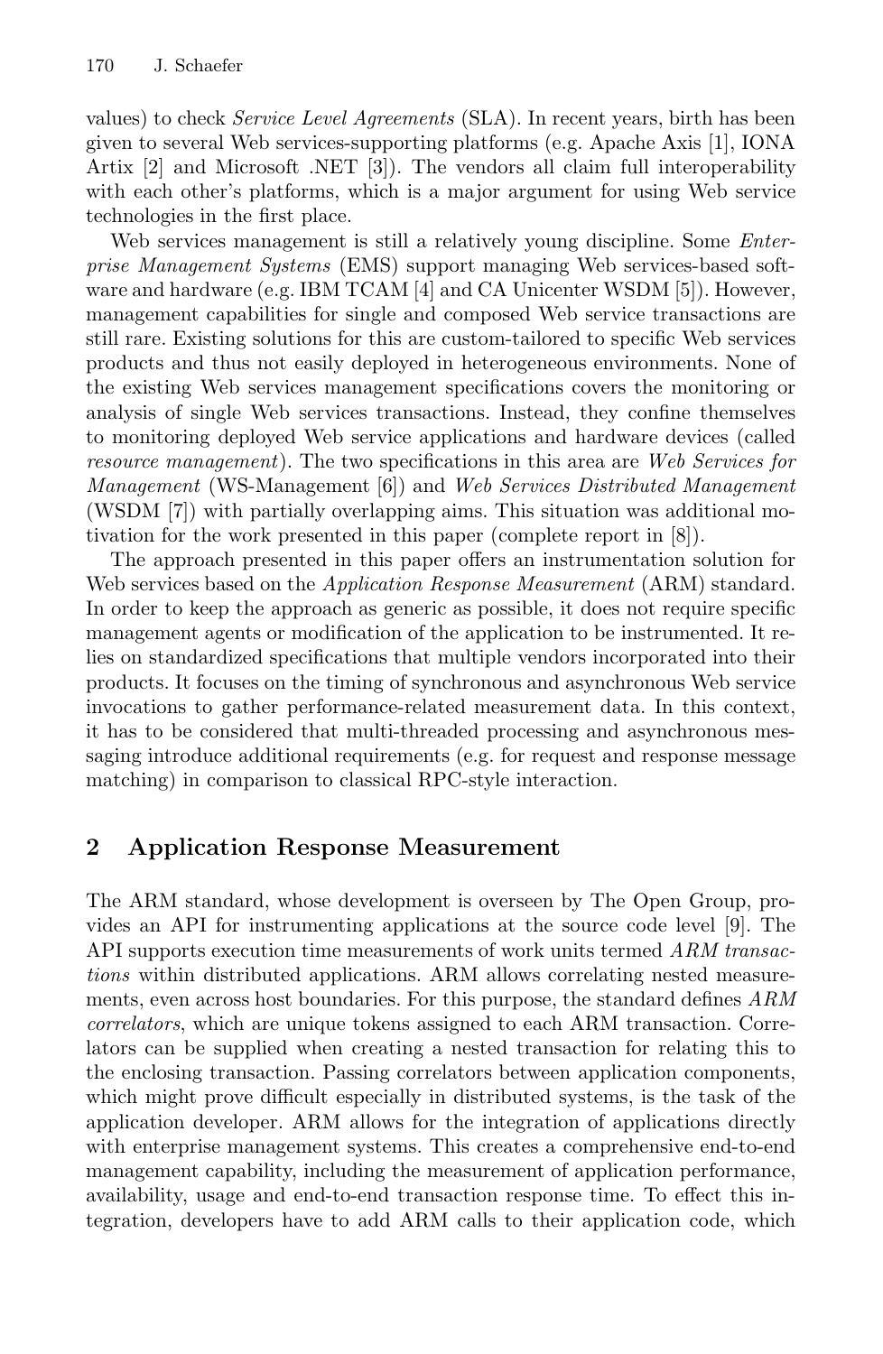values) to check *Service Level Agreements* (SLA). In recent years, birth has been given to several Web services-supporting platforms (e.g. Apache Axis [1], IONA Artix [2] and Microsoft .NET [3]). The vendors all claim full interoperability with each other's platforms, which is a major argument for using Web service technologies in the first place.

Web services management is still a relatively young discipline. Some *Enterprise Management Systems* (EMS) support managing Web services-based software and hardware (e.g. IBM TCAM [4] and CA Unicenter WSDM [5]). However, management capabilities for single and composed Web service transactions are still rare. Existing solutions for this are custom-tailored to specific Web services products and thus not easily deployed in heterogeneous environments. None of the existing Web services management specifications covers the monitoring or analysis of single Web services transactions. Instead, they confine themselves to monitoring deployed Web service applications and hardware devices (called *resource management*). The two specifications in this area are *Web Services for Management* (WS-Management [6]) and *Web Services Distributed Management* (WSDM [7]) with partially overlapping aims. This situation was additional motivation for the work presented in this paper (complete report in [8]).

The approach presented in this paper offers an instrumentation solution for Web services based on the *Application Response Measurement* (ARM) standard. In order to keep the approach as generic as possible, it does not require specific management agents or modification of the application to be instrumented. It relies on standardized specifications that multiple vendors incorporated into their products. It focuses on the timing of synchronous and asynchronous Web service invocations to gather performance-related measurement data. In this context, it has to be considered that multi-threaded processing and asynchronous messaging introduce additional requirements (e.g. for request and response message matching) in comparison to classical RPC-style interaction.

## 2 Application Response Measurement

The ARM standard, whose development is overseen by The Open Group, provides an API for instrumenting applications at the source code level [9]. The API supports execution time measurements of work units termed *ARM transactions* within distributed applications. ARM allows correlating nested measurements, even across host boundaries. For this purpose, the standard defines *ARM correlators*, which are unique tokens assigned to each ARM transaction. Correlators can be supplied when creating a nested transaction for relating this to the enclosing transaction. Passing correlators between application components, which might prove difficult especially in distributed systems, is the task of the application developer. ARM allows for the integration of applications directly with enterprise management systems. This creates a comprehensive end-to-end management capability, including the measurement of application performance, availability, usage and end-to-end transaction response time. To effect this integration, developers have to add ARM calls to their application code, which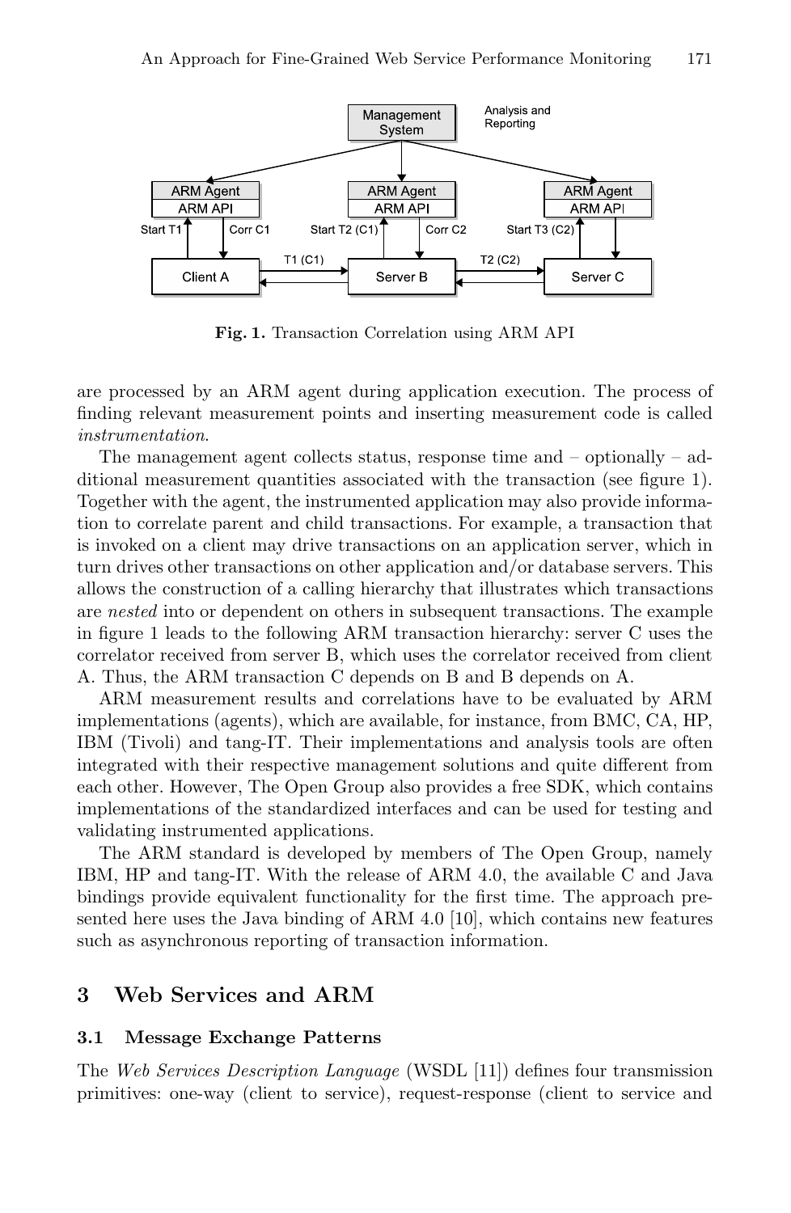Fig. 1. Transaction Correlation using ARM API

are processed by an ARM agent during application execution. The process of finding relevant measurement points and inserting measurement code is called *instrumentation*.

The management agent collects status, response time and – optionally – additional measurement quantities associated with the transaction (see figure 1). Together with the agent, the instrumented application may also provide information to correlate parent and child transactions. For example, a transaction that is invoked on a client may drive transactions on an application server, which in turn drives other transactions on other application and/or database servers. This allows the construction of a calling hierarchy that illustrates which transactions are *nested* into or dependent on others in subsequent transactions. The example in figure 1 leads to the following ARM transaction hierarchy: server C uses the correlator received from server B, which uses the correlator received from client A. Thus, the ARM transaction C depends on B and B depends on A.

ARM measurement results and correlations have to be evaluated by ARM implementations (agents), which are available, for instance, from BMC, CA, HP, IBM (Tivoli) and tang-IT. Their implementations and analysis tools are often integrated with their respective management solutions and quite different from each other. However, The Open Group also provides a free SDK, which contains implementations of the standardized interfaces and can be used for testing and validating instrumented applications.

The ARM standard is developed by members of The Open Group, namely IBM, HP and tang-IT. With the release of ARM 4.0, the available C and Java bindings provide equivalent functionality for the first time. The approach presented here uses the Java binding of ARM 4.0 [10], which contains new features such as asynchronous reporting of transaction information.

## 3 Web Services and ARM

### 3.1 Message Exchange Patterns

The *Web Services Description Language* (WSDL [11]) defines four transmission primitives: one-way (client to service), request-response (client to service and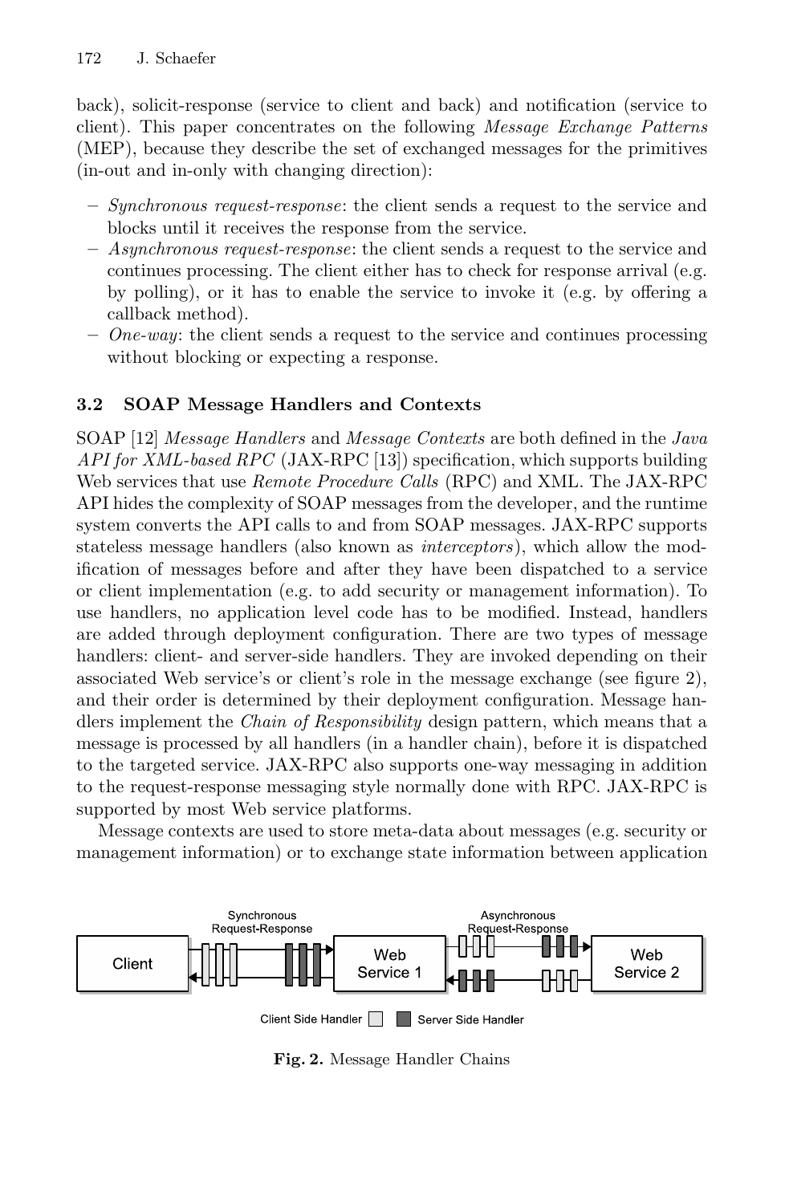back), solicit-response (service to client and back) and notification (service to client). This paper concentrates on the following *Message Exchange Patterns* (MEP), because they describe the set of exchanged messages for the primitives (in-out and in-only with changing direction):

- *Synchronous request-response*: the client sends a request to the service and blocks until it receives the response from the service.
- *Asynchronous request-response*: the client sends a request to the service and continues processing. The client either has to check for response arrival (e.g. by polling), or it has to enable the service to invoke it (e.g. by offering a callback method).
- *One-way*: the client sends a request to the service and continues processing without blocking or expecting a response.

### 3.2 SOAP Message Handlers and Contexts

SOAP [12] *Message Handlers* and *Message Contexts* are both defined in the *Java API for XML-based RPC* (JAX-RPC [13]) specification, which supports building Web services that use *Remote Procedure Calls* (RPC) and XML. The JAX-RPC API hides the complexity of SOAP messages from the developer, and the runtime system converts the API calls to and from SOAP messages. JAX-RPC supports stateless message handlers (also known as *interceptors*), which allow the modification of messages before and after they have been dispatched to a service or client implementation (e.g. to add security or management information). To use handlers, no application level code has to be modified. Instead, handlers are added through deployment configuration. There are two types of message handlers: client- and server-side handlers. They are invoked depending on their associated Web service's or client's role in the message exchange (see figure 2), and their order is determined by their deployment configuration. Message handlers implement the *Chain of Responsibility* design pattern, which means that a message is processed by all handlers (in a handler chain), before it is dispatched to the targeted service. JAX-RPC also supports one-way messaging in addition to the request-response messaging style normally done with RPC. JAX-RPC is supported by most Web service platforms.

Message contexts are used to store meta-data about messages (e.g. security or management information) or to exchange state information between application

Synchronous Request-Response | Asynchronous Request-Response | Client | Web Service 1 | Web Service 2 | Client Side Handler | Server Side Handler

**Fig. 2.** Message Handler Chains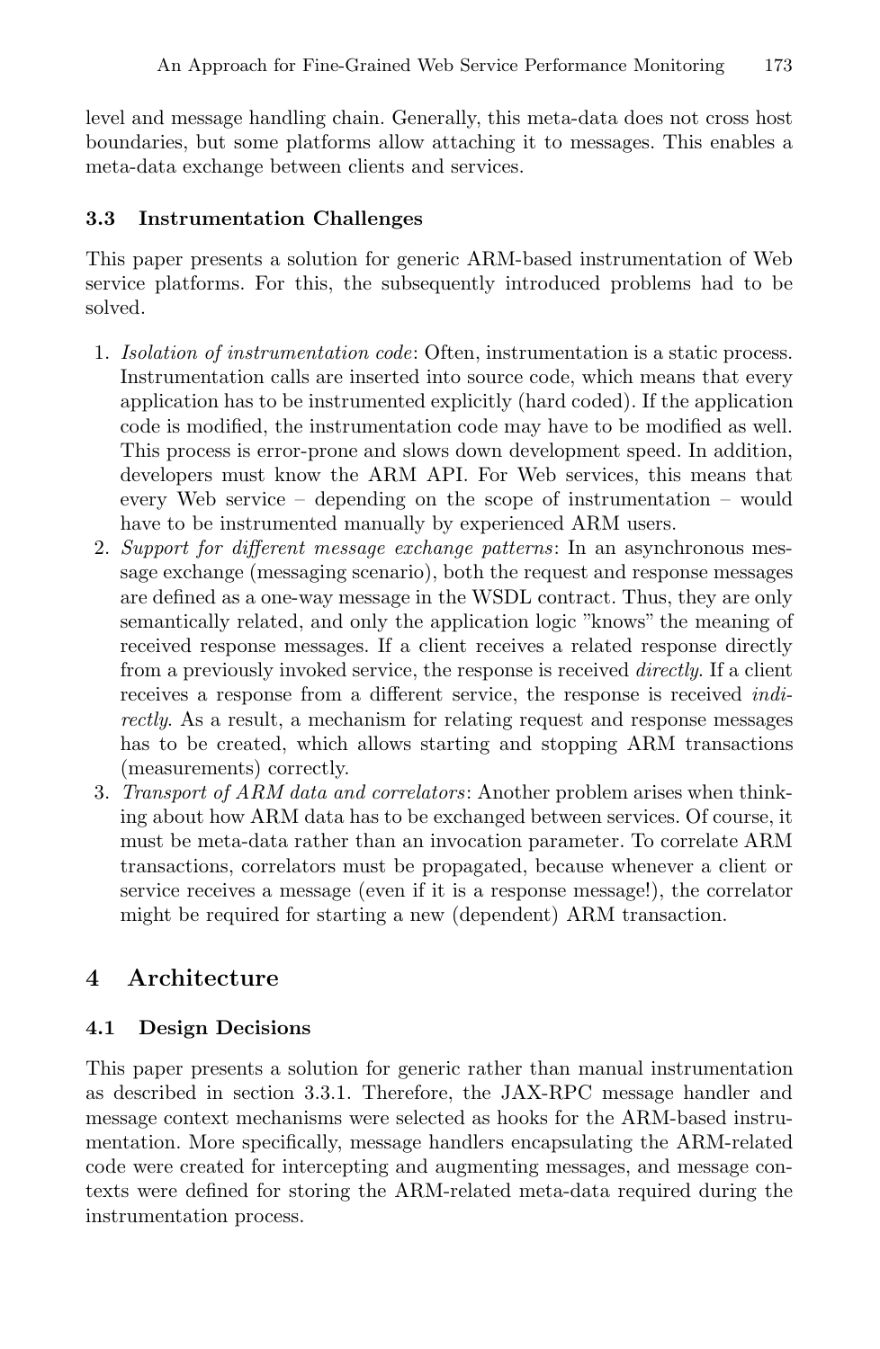level and message handling chain. Generally, this meta-data does not cross host boundaries, but some platforms allow attaching it to messages. This enables a meta-data exchange between clients and services.

### 3.3 Instrumentation Challenges

This paper presents a solution for generic ARM-based instrumentation of Web service platforms. For this, the subsequently introduced problems had to be solved.

1. *Isolation of instrumentation code*: Often, instrumentation is a static process. Instrumentation calls are inserted into source code, which means that every application has to be instrumented explicitly (hard coded). If the application code is modified, the instrumentation code may have to be modified as well. This process is error-prone and slows down development speed. In addition, developers must know the ARM API. For Web services, this means that every Web service – depending on the scope of instrumentation – would have to be instrumented manually by experienced ARM users.
2. *Support for different message exchange patterns*: In an asynchronous message exchange (messaging scenario), both the request and response messages are defined as a one-way message in the WSDL contract. Thus, they are only semantically related, and only the application logic "knows" the meaning of received response messages. If a client receives a related response directly from a previously invoked service, the response is received *directly*. If a client receives a response from a different service, the response is received *indirectly*. As a result, a mechanism for relating request and response messages has to be created, which allows starting and stopping ARM transactions (measurements) correctly.
3. *Transport of ARM data and correlators*: Another problem arises when thinking about how ARM data has to be exchanged between services. Of course, it must be meta-data rather than an invocation parameter. To correlate ARM transactions, correlators must be propagated, because whenever a client or service receives a message (even if it is a response message!), the correlator might be required for starting a new (dependent) ARM transaction.

## 4 Architecture

### 4.1 Design Decisions

This paper presents a solution for generic rather than manual instrumentation as described in section 3.3.1. Therefore, the JAX-RPC message handler and message context mechanisms were selected as hooks for the ARM-based instrumentation. More specifically, message handlers encapsulating the ARM-related code were created for intercepting and augmenting messages, and message contexts were defined for storing the ARM-related meta-data required during the instrumentation process.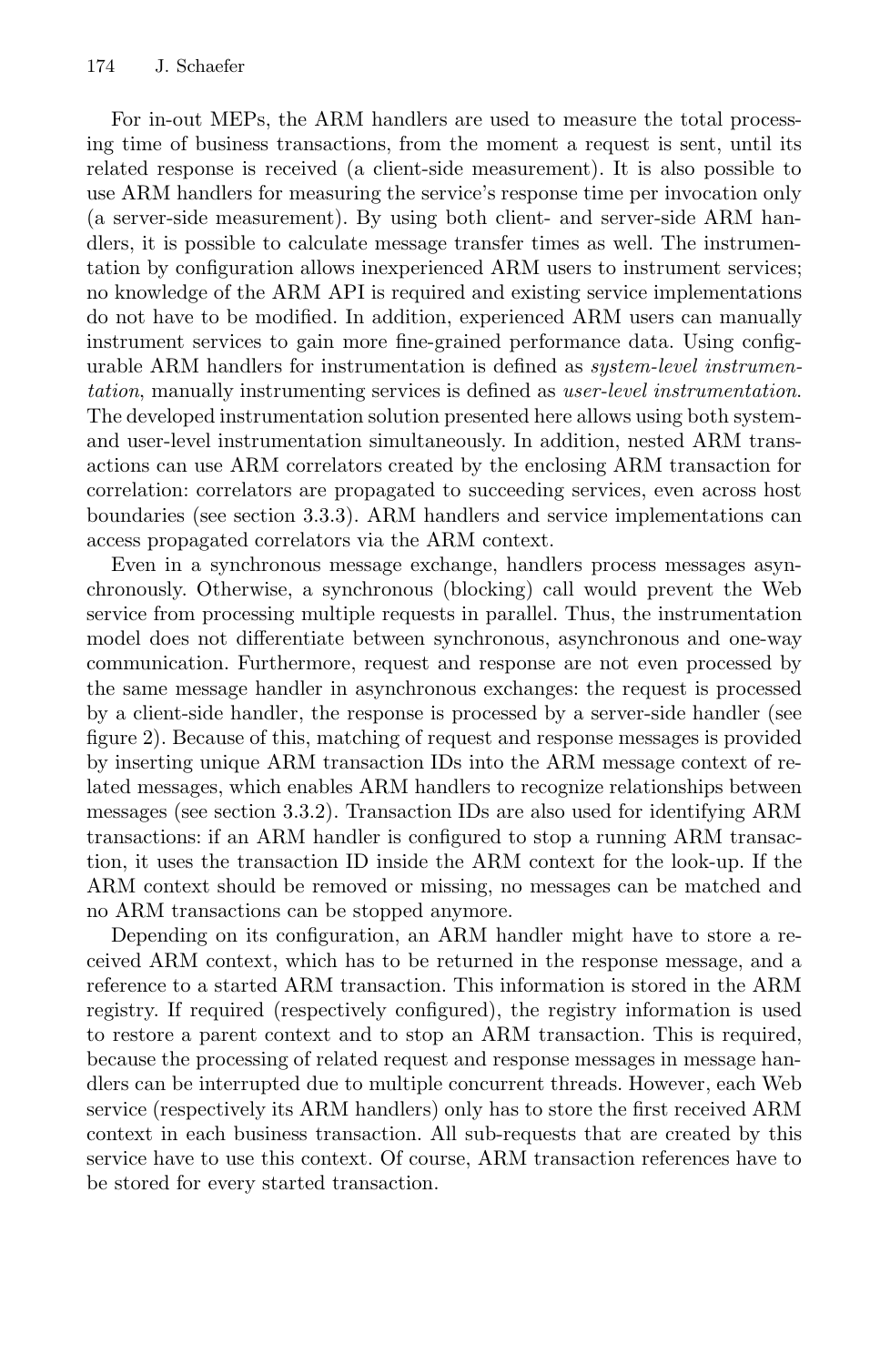For in-out MEPs, the ARM handlers are used to measure the total processing time of business transactions, from the moment a request is sent, until its related response is received (a client-side measurement). It is also possible to use ARM handlers for measuring the service's response time per invocation only (a server-side measurement). By using both client- and server-side ARM handlers, it is possible to calculate message transfer times as well. The instrumentation by configuration allows inexperienced ARM users to instrument services; no knowledge of the ARM API is required and existing service implementations do not have to be modified. In addition, experienced ARM users can manually instrument services to gain more fine-grained performance data. Using configurable ARM handlers for instrumentation is defined as *system-level instrumentation*, manually instrumenting services is defined as *user-level instrumentation*. The developed instrumentation solution presented here allows using both system- and user-level instrumentation simultaneously. In addition, nested ARM transactions can use ARM correlators created by the enclosing ARM transaction for correlation: correlators are propagated to succeeding services, even across host boundaries (see section 3.3.3). ARM handlers and service implementations can access propagated correlators via the ARM context.

Even in a synchronous message exchange, handlers process messages asynchronously. Otherwise, a synchronous (blocking) call would prevent the Web service from processing multiple requests in parallel. Thus, the instrumentation model does not differentiate between synchronous, asynchronous and one-way communication. Furthermore, request and response are not even processed by the same message handler in asynchronous exchanges: the request is processed by a client-side handler, the response is processed by a server-side handler (see figure 2). Because of this, matching of request and response messages is provided by inserting unique ARM transaction IDs into the ARM message context of related messages, which enables ARM handlers to recognize relationships between messages (see section 3.3.2). Transaction IDs are also used for identifying ARM transactions: if an ARM handler is configured to stop a running ARM transaction, it uses the transaction ID inside the ARM context for the look-up. If the ARM context should be removed or missing, no messages can be matched and no ARM transactions can be stopped anymore.

Depending on its configuration, an ARM handler might have to store a received ARM context, which has to be returned in the response message, and a reference to a started ARM transaction. This information is stored in the ARM registry. If required (respectively configured), the registry information is used to restore a parent context and to stop an ARM transaction. This is required, because the processing of related request and response messages in message handlers can be interrupted due to multiple concurrent threads. However, each Web service (respectively its ARM handlers) only has to store the first received ARM context in each business transaction. All sub-requests that are created by this service have to use this context. Of course, ARM transaction references have to be stored for every started transaction.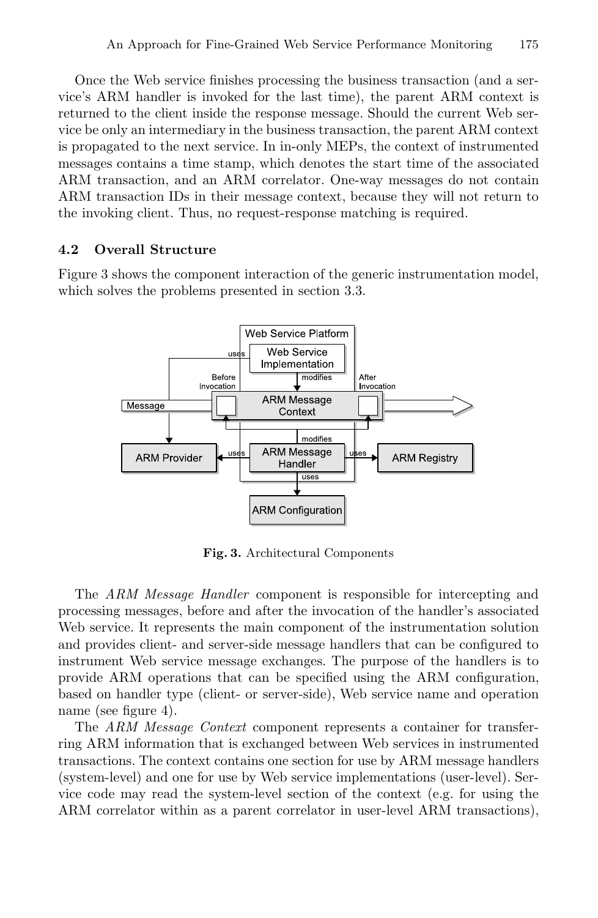Once the Web service finishes processing the business transaction (and a service's ARM handler is invoked for the last time), the parent ARM context is returned to the client inside the response message. Should the current Web service be only an intermediary in the business transaction, the parent ARM context is propagated to the next service. In in-only MEPs, the context of instrumented messages contains a time stamp, which denotes the start time of the associated ARM transaction, and an ARM correlator. One-way messages do not contain ARM transaction IDs in their message context, because they will not return to the invoking client. Thus, no request-response matching is required.

### 4.2 Overall Structure

Figure 3 shows the component interaction of the generic instrumentation model, which solves the problems presented in section 3.3.

**Fig. 3.** Architectural Components

The *ARM Message Handler* component is responsible for intercepting and processing messages, before and after the invocation of the handler's associated Web service. It represents the main component of the instrumentation solution and provides client- and server-side message handlers that can be configured to instrument Web service message exchanges. The purpose of the handlers is to provide ARM operations that can be specified using the ARM configuration, based on handler type (client- or server-side), Web service name and operation name (see figure 4).

The *ARM Message Context* component represents a container for transferring ARM information that is exchanged between Web services in instrumented transactions. The context contains one section for use by ARM message handlers (system-level) and one for use by Web service implementations (user-level). Service code may read the system-level section of the context (e.g. for using the ARM correlator within as a parent correlator in user-level ARM transactions),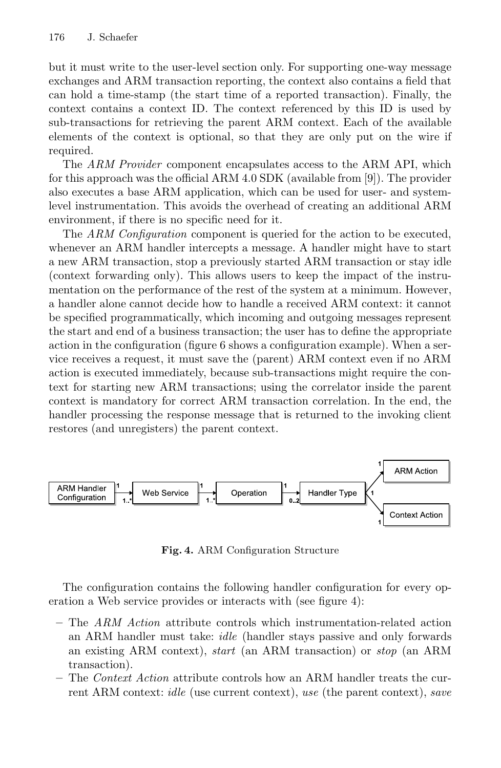but it must write to the user-level section only. For supporting one-way message exchanges and ARM transaction reporting, the context also contains a field that can hold a time-stamp (the start time of a reported transaction). Finally, the context contains a context ID. The context referenced by this ID is used by sub-transactions for retrieving the parent ARM context. Each of the available elements of the context is optional, so that they are only put on the wire if required.

The *ARM Provider* component encapsulates access to the ARM API, which for this approach was the official ARM 4.0 SDK (available from [9]). The provider also executes a base ARM application, which can be used for user- and system-level instrumentation. This avoids the overhead of creating an additional ARM environment, if there is no specific need for it.

The *ARM Configuration* component is queried for the action to be executed, whenever an ARM handler intercepts a message. A handler might have to start a new ARM transaction, stop a previously started ARM transaction or stay idle (context forwarding only). This allows users to keep the impact of the instrumentation on the performance of the rest of the system at a minimum. However, a handler alone cannot decide how to handle a received ARM context: it cannot be specified programmatically, which incoming and outgoing messages represent the start and end of a business transaction; the user has to define the appropriate action in the configuration (figure 6 shows a configuration example). When a service receives a request, it must save the (parent) ARM context even if no ARM action is executed immediately, because sub-transactions might require the context for starting new ARM transactions; using the correlator inside the parent context is mandatory for correct ARM transaction correlation. In the end, the handler processing the response message that is returned to the invoking client restores (and unregisters) the parent context.

ARM Handler Configuration —1 / 1..*→ Web Service —1 / 1..*→ Operation —1 / 0..2→ Handler Type —1 / 1→ ARM Action; Handler Type —1 / 1→ Context Action

**Fig. 4.** ARM Configuration Structure

The configuration contains the following handler configuration for every operation a Web service provides or interacts with (see figure 4):

- The *ARM Action* attribute controls which instrumentation-related action an ARM handler must take: *idle* (handler stays passive and only forwards an existing ARM context), *start* (an ARM transaction) or *stop* (an ARM transaction).
- The *Context Action* attribute controls how an ARM handler treats the current ARM context: *idle* (use current context), *use* (the parent context), *save*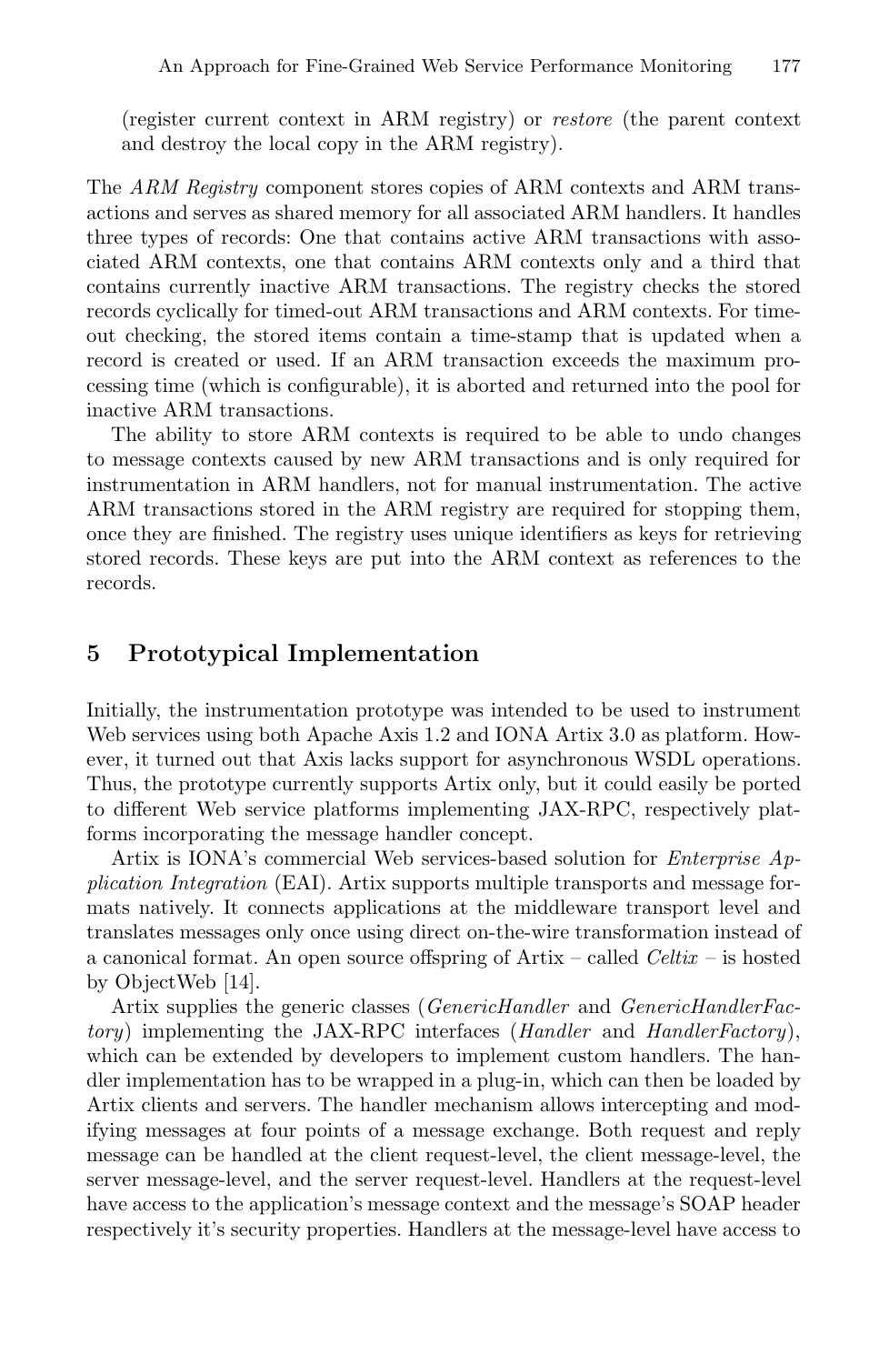(register current context in ARM registry) or *restore* (the parent context and destroy the local copy in the ARM registry).

The *ARM Registry* component stores copies of ARM contexts and ARM transactions and serves as shared memory for all associated ARM handlers. It handles three types of records: One that contains active ARM transactions with associated ARM contexts, one that contains ARM contexts only and a third that contains currently inactive ARM transactions. The registry checks the stored records cyclically for timed-out ARM transactions and ARM contexts. For timeout checking, the stored items contain a time-stamp that is updated when a record is created or used. If an ARM transaction exceeds the maximum processing time (which is configurable), it is aborted and returned into the pool for inactive ARM transactions.

The ability to store ARM contexts is required to be able to undo changes to message contexts caused by new ARM transactions and is only required for instrumentation in ARM handlers, not for manual instrumentation. The active ARM transactions stored in the ARM registry are required for stopping them, once they are finished. The registry uses unique identifiers as keys for retrieving stored records. These keys are put into the ARM context as references to the records.

## 5 Prototypical Implementation

Initially, the instrumentation prototype was intended to be used to instrument Web services using both Apache Axis 1.2 and IONA Artix 3.0 as platform. However, it turned out that Axis lacks support for asynchronous WSDL operations. Thus, the prototype currently supports Artix only, but it could easily be ported to different Web service platforms implementing JAX-RPC, respectively platforms incorporating the message handler concept.

Artix is IONA's commercial Web services-based solution for *Enterprise Application Integration* (EAI). Artix supports multiple transports and message formats natively. It connects applications at the middleware transport level and translates messages only once using direct on-the-wire transformation instead of a canonical format. An open source offspring of Artix – called *Celtix* – is hosted by ObjectWeb [14].

Artix supplies the generic classes (*GenericHandler* and *GenericHandlerFactory*) implementing the JAX-RPC interfaces (*Handler* and *HandlerFactory*), which can be extended by developers to implement custom handlers. The handler implementation has to be wrapped in a plug-in, which can then be loaded by Artix clients and servers. The handler mechanism allows intercepting and modifying messages at four points of a message exchange. Both request and reply message can be handled at the client request-level, the client message-level, the server message-level, and the server request-level. Handlers at the request-level have access to the application's message context and the message's SOAP header respectively it's security properties. Handlers at the message-level have access to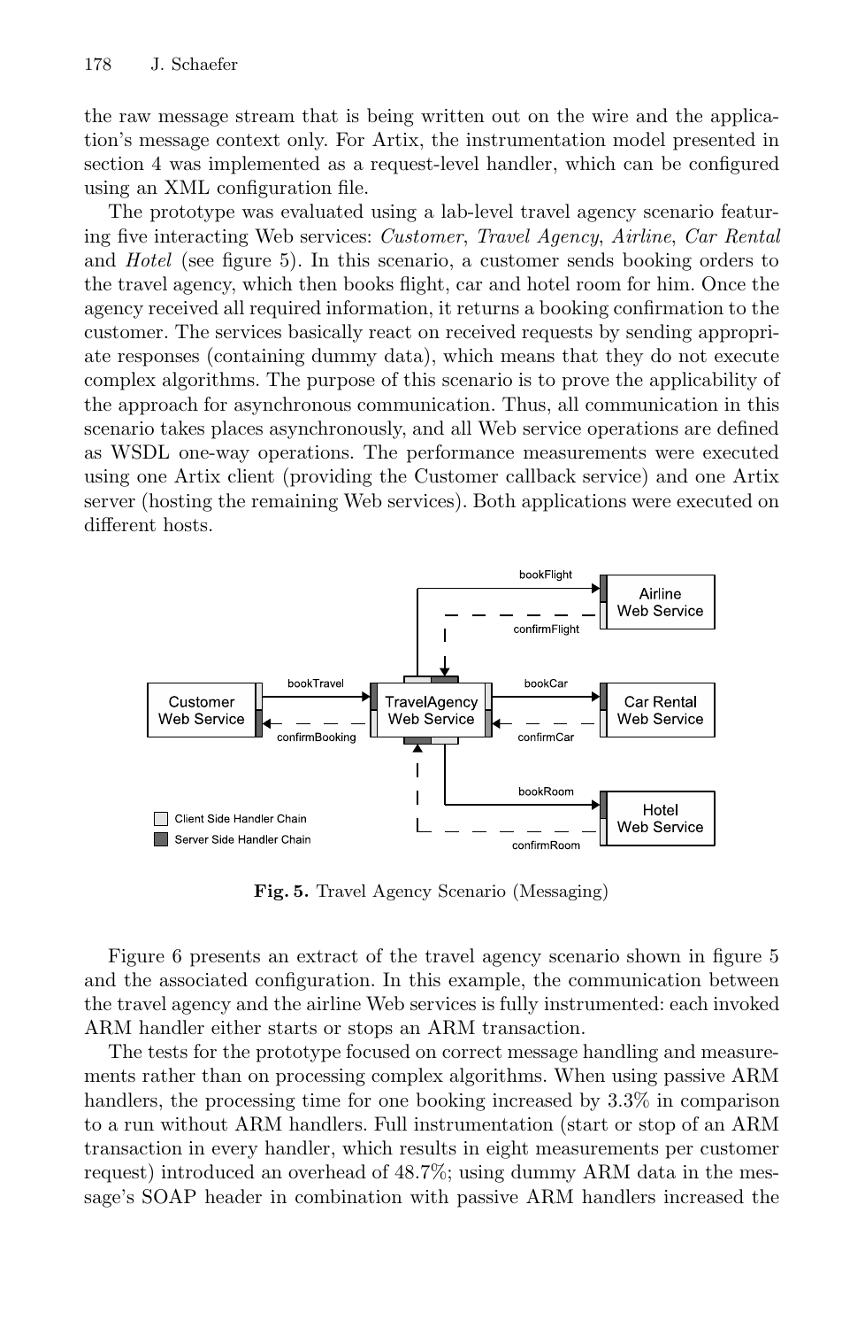the raw message stream that is being written out on the wire and the application's message context only. For Artix, the instrumentation model presented in section 4 was implemented as a request-level handler, which can be configured using an XML configuration file.

The prototype was evaluated using a lab-level travel agency scenario featuring five interacting Web services: *Customer*, *Travel Agency*, *Airline*, *Car Rental* and *Hotel* (see figure 5). In this scenario, a customer sends booking orders to the travel agency, which then books flight, car and hotel room for him. Once the agency received all required information, it returns a booking confirmation to the customer. The services basically react on received requests by sending appropriate responses (containing dummy data), which means that they do not execute complex algorithms. The purpose of this scenario is to prove the applicability of the approach for asynchronous communication. Thus, all communication in this scenario takes places asynchronously, and all Web service operations are defined as WSDL one-way operations. The performance measurements were executed using one Artix client (providing the Customer callback service) and one Artix server (hosting the remaining Web services). Both applications were executed on different hosts.

**Fig. 5.** Travel Agency Scenario (Messaging)

Figure 6 presents an extract of the travel agency scenario shown in figure 5 and the associated configuration. In this example, the communication between the travel agency and the airline Web services is fully instrumented: each invoked ARM handler either starts or stops an ARM transaction.

The tests for the prototype focused on correct message handling and measurements rather than on processing complex algorithms. When using passive ARM handlers, the processing time for one booking increased by 3.3% in comparison to a run without ARM handlers. Full instrumentation (start or stop of an ARM transaction in every handler, which results in eight measurements per customer request) introduced an overhead of 48.7%; using dummy ARM data in the message's SOAP header in combination with passive ARM handlers increased the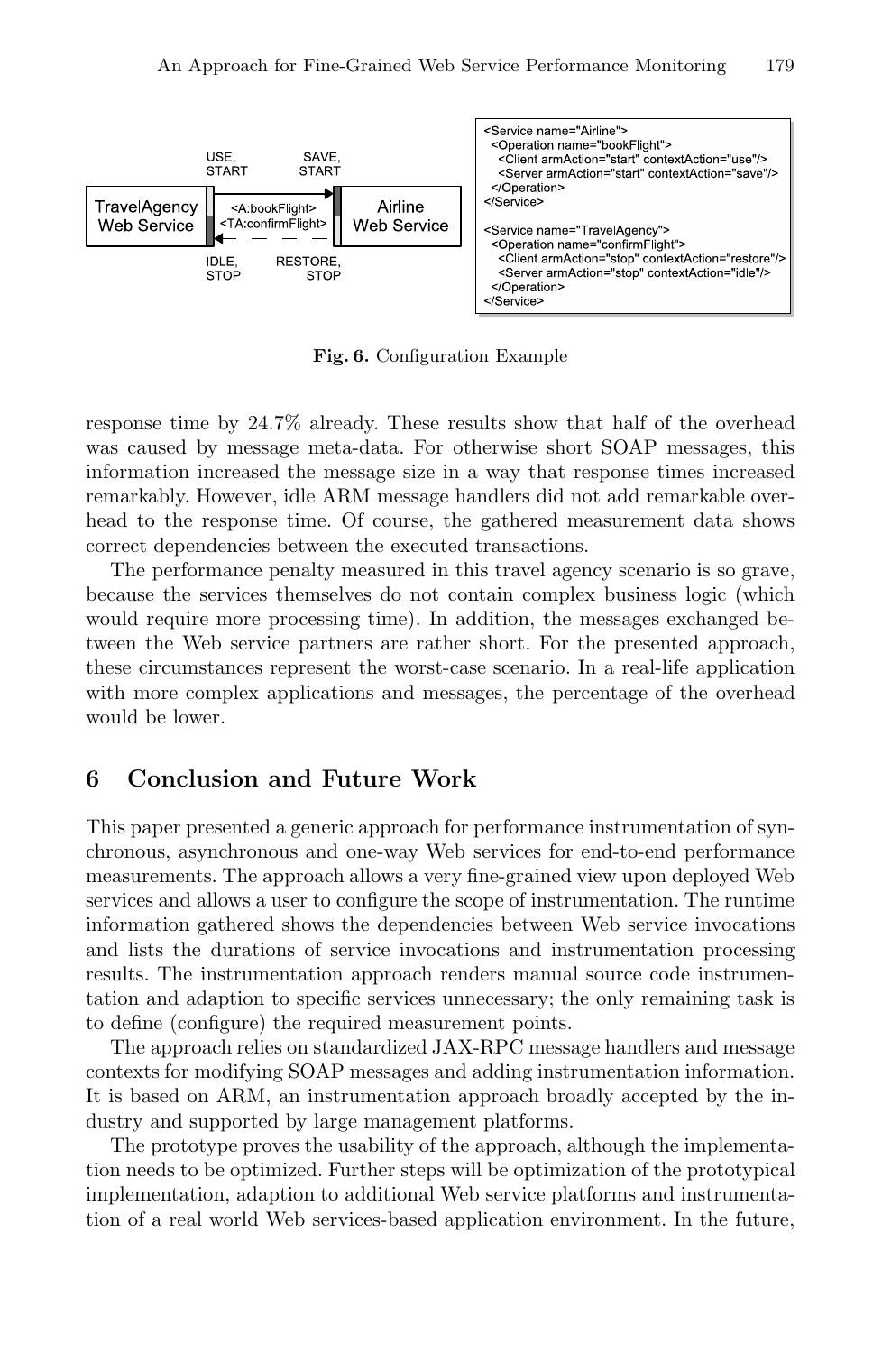USE, START

SAVE, START

TravelAgency Web Service

<A:bookFlight>

<TA:confirmFlight>

Airline Web Service

IDLE, STOP

RESTORE, STOP

```
<Service name="Airline">
  <Operation name="bookFlight">
    <Client armAction="start" contextAction="use"/>
    <Server armAction="start" contextAction="save"/>
  </Operation>
</Service>

<Service name="TravelAgency">
  <Operation name="confirmFlight">
    <Client armAction="stop" contextAction="restore"/>
    <Server armAction="stop" contextAction="idle"/>
  </Operation>
</Service>
```

**Fig. 6.** Configuration Example

response time by 24.7% already. These results show that half of the overhead was caused by message meta-data. For otherwise short SOAP messages, this information increased the message size in a way that response times increased remarkably. However, idle ARM message handlers did not add remarkable overhead to the response time. Of course, the gathered measurement data shows correct dependencies between the executed transactions.

The performance penalty measured in this travel agency scenario is so grave, because the services themselves do not contain complex business logic (which would require more processing time). In addition, the messages exchanged between the Web service partners are rather short. For the presented approach, these circumstances represent the worst-case scenario. In a real-life application with more complex applications and messages, the percentage of the overhead would be lower.

## 6 Conclusion and Future Work

This paper presented a generic approach for performance instrumentation of synchronous, asynchronous and one-way Web services for end-to-end performance measurements. The approach allows a very fine-grained view upon deployed Web services and allows a user to configure the scope of instrumentation. The runtime information gathered shows the dependencies between Web service invocations and lists the durations of service invocations and instrumentation processing results. The instrumentation approach renders manual source code instrumentation and adaption to specific services unnecessary; the only remaining task is to define (configure) the required measurement points.

The approach relies on standardized JAX-RPC message handlers and message contexts for modifying SOAP messages and adding instrumentation information. It is based on ARM, an instrumentation approach broadly accepted by the industry and supported by large management platforms.

The prototype proves the usability of the approach, although the implementation needs to be optimized. Further steps will be optimization of the prototypical implementation, adaption to additional Web service platforms and instrumentation of a real world Web services-based application environment. In the future,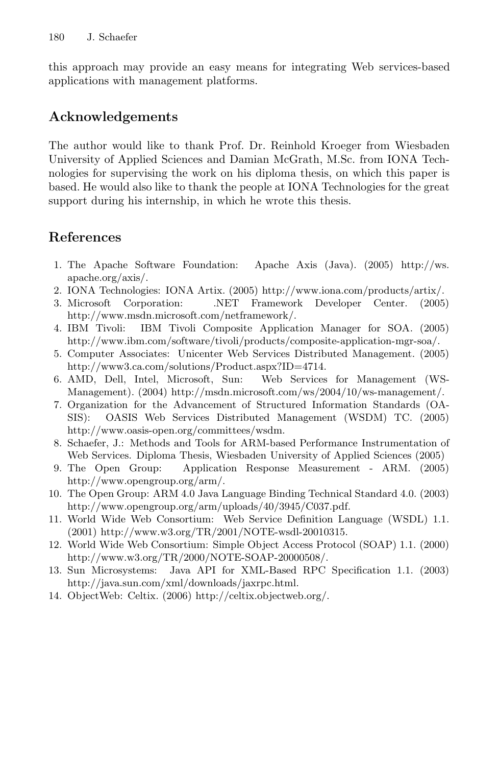this approach may provide an easy means for integrating Web services-based applications with management platforms.

## Acknowledgements

The author would like to thank Prof. Dr. Reinhold Kroeger from Wiesbaden University of Applied Sciences and Damian McGrath, M.Sc. from IONA Technologies for supervising the work on his diploma thesis, on which this paper is based. He would also like to thank the people at IONA Technologies for the great support during his internship, in which he wrote this thesis.

## References

1. The Apache Software Foundation: Apache Axis (Java). (2005) http://ws.apache.org/axis/.
2. IONA Technologies: IONA Artix. (2005) http://www.iona.com/products/artix/.
3. Microsoft Corporation: .NET Framework Developer Center. (2005) http://www.msdn.microsoft.com/netframework/.
4. IBM Tivoli: IBM Tivoli Composite Application Manager for SOA. (2005) http://www.ibm.com/software/tivoli/products/composite-application-mgr-soa/.
5. Computer Associates: Unicenter Web Services Distributed Management. (2005) http://www3.ca.com/solutions/Product.aspx?ID=4714.
6. AMD, Dell, Intel, Microsoft, Sun: Web Services for Management (WS-Management). (2004) http://msdn.microsoft.com/ws/2004/10/ws-management/.
7. Organization for the Advancement of Structured Information Standards (OASIS): OASIS Web Services Distributed Management (WSDM) TC. (2005) http://www.oasis-open.org/committees/wsdm.
8. Schaefer, J.: Methods and Tools for ARM-based Performance Instrumentation of Web Services. Diploma Thesis, Wiesbaden University of Applied Sciences (2005)
9. The Open Group: Application Response Measurement - ARM. (2005) http://www.opengroup.org/arm/.
10. The Open Group: ARM 4.0 Java Language Binding Technical Standard 4.0. (2003) http://www.opengroup.org/arm/uploads/40/3945/C037.pdf.
11. World Wide Web Consortium: Web Service Definition Language (WSDL) 1.1. (2001) http://www.w3.org/TR/2001/NOTE-wsdl-20010315.
12. World Wide Web Consortium: Simple Object Access Protocol (SOAP) 1.1. (2000) http://www.w3.org/TR/2000/NOTE-SOAP-20000508/.
13. Sun Microsystems: Java API for XML-Based RPC Specification 1.1. (2003) http://java.sun.com/xml/downloads/jaxrpc.html.
14. ObjectWeb: Celtix. (2006) http://celtix.objectweb.org/.